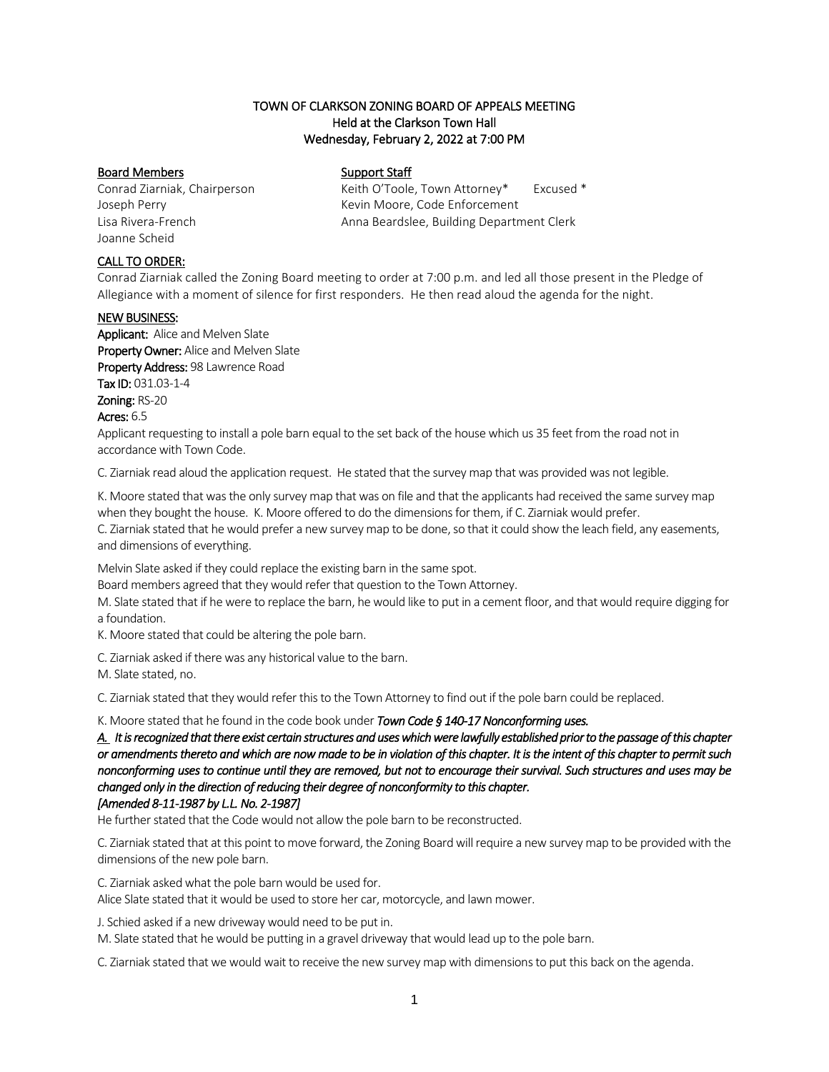# TOWN OF CLARKSON ZONING BOARD OF APPEALS MEETING
## Held at the Clarkson Town Hall
## Wednesday, February 2, 2022 at 7:00 PM

| Board Members | Support Staff |
|---|---|
| Conrad Ziarniak, Chairperson | Keith O'Toole, Town Attorney* Excused * |
| Joseph Perry | Kevin Moore, Code Enforcement |
| Lisa Rivera-French | Anna Beardslee, Building Department Clerk |
| Joanne Scheid | |

**CALL TO ORDER:**

Conrad Ziarniak called the Zoning Board meeting to order at 7:00 p.m. and led all those present in the Pledge of Allegiance with a moment of silence for first responders. He then read aloud the agenda for the night.

**NEW BUSINESS:**

**Applicant:** Alice and Melven Slate
**Property Owner:** Alice and Melven Slate
**Property Address:** 98 Lawrence Road
**Tax ID:** 031.03-1-4
**Zoning:** RS-20
**Acres:** 6.5

Applicant requesting to install a pole barn equal to the set back of the house which us 35 feet from the road not in accordance with Town Code.

C. Ziarniak read aloud the application request. He stated that the survey map that was provided was not legible.

K. Moore stated that was the only survey map that was on file and that the applicants had received the same survey map when they bought the house. K. Moore offered to do the dimensions for them, if C. Ziarniak would prefer.
C. Ziarniak stated that he would prefer a new survey map to be done, so that it could show the leach field, any easements, and dimensions of everything.

Melvin Slate asked if they could replace the existing barn in the same spot.
Board members agreed that they would refer that question to the Town Attorney.
M. Slate stated that if he were to replace the barn, he would like to put in a cement floor, and that would require digging for a foundation.
K. Moore stated that could be altering the pole barn.

C. Ziarniak asked if there was any historical value to the barn.
M. Slate stated, no.

C. Ziarniak stated that they would refer this to the Town Attorney to find out if the pole barn could be replaced.

K. Moore stated that he found in the code book under ***Town Code § 140-17 Nonconforming uses.***

***A.** It is recognized that there exist certain structures and uses which were lawfully established prior to the passage of this chapter or amendments thereto and which are now made to be in violation of this chapter. It is the intent of this chapter to permit such nonconforming uses to continue until they are removed, but not to encourage their survival. Such structures and uses may be changed only in the direction of reducing their degree of nonconformity to this chapter.*
***[Amended 8-11-1987 by L.L. No. 2-1987]***

He further stated that the Code would not allow the pole barn to be reconstructed.

C. Ziarniak stated that at this point to move forward, the Zoning Board will require a new survey map to be provided with the dimensions of the new pole barn.

C. Ziarniak asked what the pole barn would be used for.
Alice Slate stated that it would be used to store her car, motorcycle, and lawn mower.

J. Schied asked if a new driveway would need to be put in.
M. Slate stated that he would be putting in a gravel driveway that would lead up to the pole barn.

C. Ziarniak stated that we would wait to receive the new survey map with dimensions to put this back on the agenda.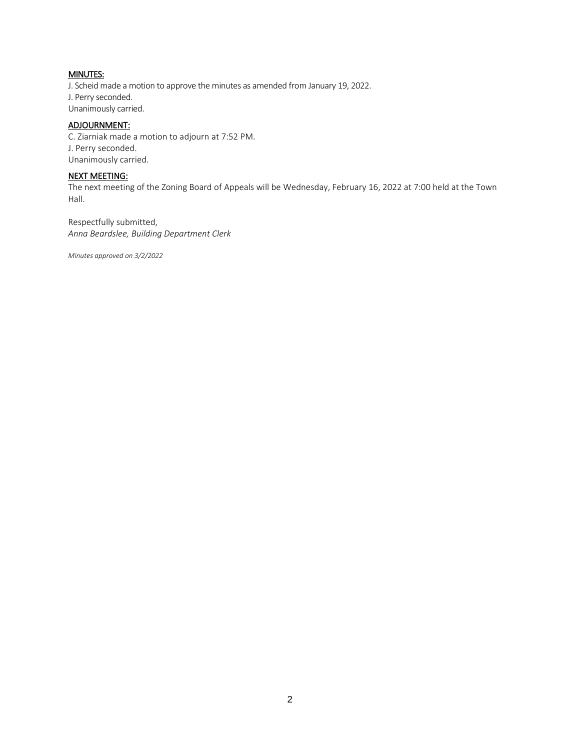## MINUTES:

J. Scheid made a motion to approve the minutes as amended from January 19, 2022.
J. Perry seconded.
Unanimously carried.

## ADJOURNMENT:

C. Ziarniak made a motion to adjourn at 7:52 PM.
J. Perry seconded.
Unanimously carried.

## NEXT MEETING:

The next meeting of the Zoning Board of Appeals will be Wednesday, February 16, 2022 at 7:00 held at the Town Hall.

Respectfully submitted,
*Anna Beardslee, Building Department Clerk*

*Minutes approved on 3/2/2022*